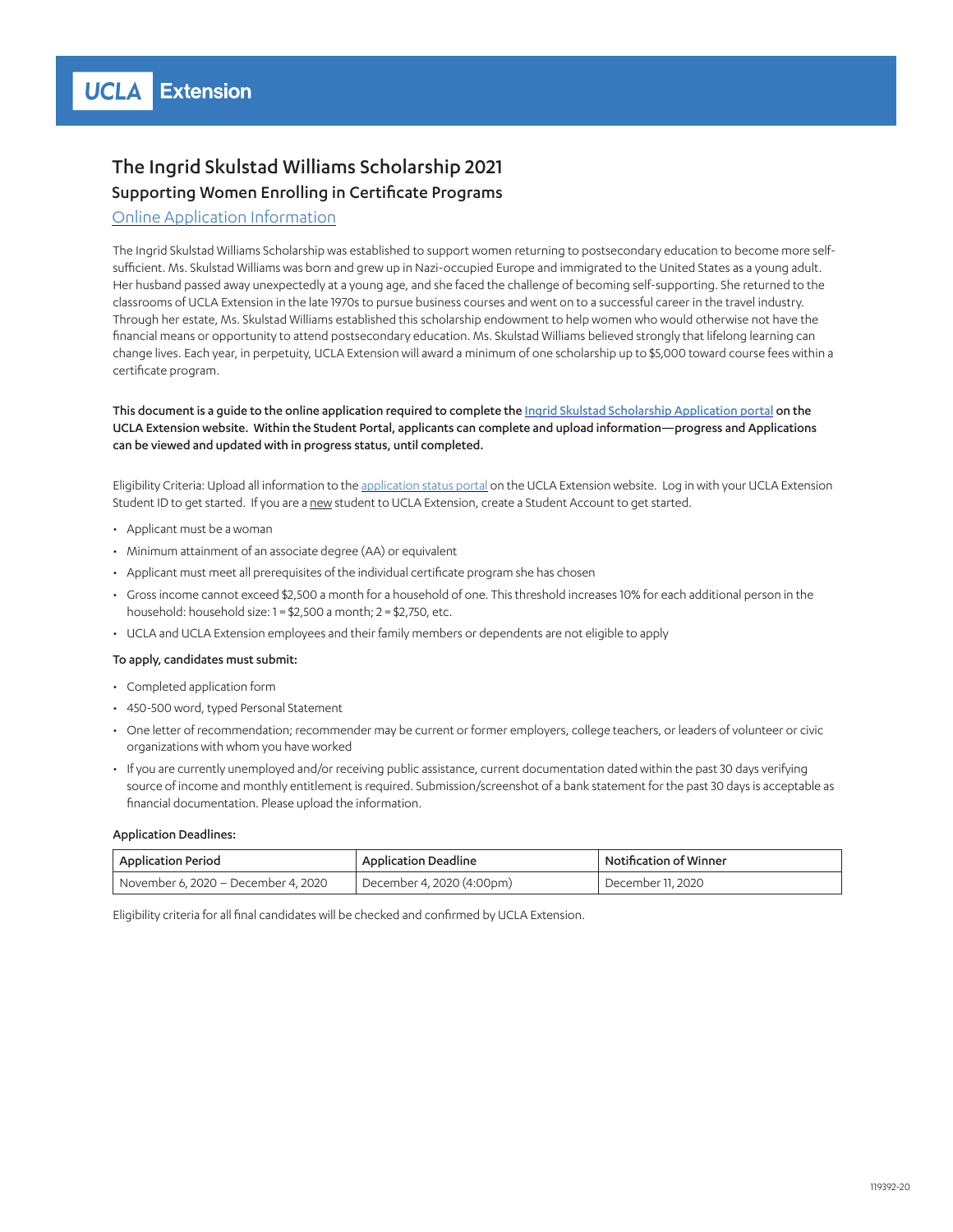UCLA Extension

# The Ingrid Skulstad Williams Scholarship 2021

## Supporting Women Enrolling in Certificate Programs

Online Application Information

The Ingrid Skulstad Williams Scholarship was established to support women returning to postsecondary education to become more self-sufficient. Ms. Skulstad Williams was born and grew up in Nazi-occupied Europe and immigrated to the United States as a young adult. Her husband passed away unexpectedly at a young age, and she faced the challenge of becoming self-supporting. She returned to the classrooms of UCLA Extension in the late 1970s to pursue business courses and went on to a successful career in the travel industry. Through her estate, Ms. Skulstad Williams established this scholarship endowment to help women who would otherwise not have the financial means or opportunity to attend postsecondary education. Ms. Skulstad Williams believed strongly that lifelong learning can change lives. Each year, in perpetuity, UCLA Extension will award a minimum of one scholarship up to $5,000 toward course fees within a certificate program.

**This document is a guide to the online application required to complete the Ingrid Skulstad Scholarship Application portal on the UCLA Extension website. Within the Student Portal, applicants can complete and upload information—progress and Applications can be viewed and updated with in progress status, until completed.**

Eligibility Criteria: Upload all information to the application status portal on the UCLA Extension website. Log in with your UCLA Extension Student ID to get started. If you are a new student to UCLA Extension, create a Student Account to get started.

- Applicant must be a woman
- Minimum attainment of an associate degree (AA) or equivalent
- Applicant must meet all prerequisites of the individual certificate program she has chosen
- Gross income cannot exceed $2,500 a month for a household of one. This threshold increases 10% for each additional person in the household: household size: 1 = $2,500 a month; 2 = $2,750, etc.
- UCLA and UCLA Extension employees and their family members or dependents are not eligible to apply

**To apply, candidates must submit:**

- Completed application form
- 450-500 word, typed Personal Statement
- One letter of recommendation; recommender may be current or former employers, college teachers, or leaders of volunteer or civic organizations with whom you have worked
- If you are currently unemployed and/or receiving public assistance, current documentation dated within the past 30 days verifying source of income and monthly entitlement is required. Submission/screenshot of a bank statement for the past 30 days is acceptable as financial documentation. Please upload the information.

**Application Deadlines:**

| Application Period | Application Deadline | Notification of Winner |
| --- | --- | --- |
| November 6, 2020 – December 4, 2020 | December 4, 2020 (4:00pm) | December 11, 2020 |

Eligibility criteria for all final candidates will be checked and confirmed by UCLA Extension.

119392-20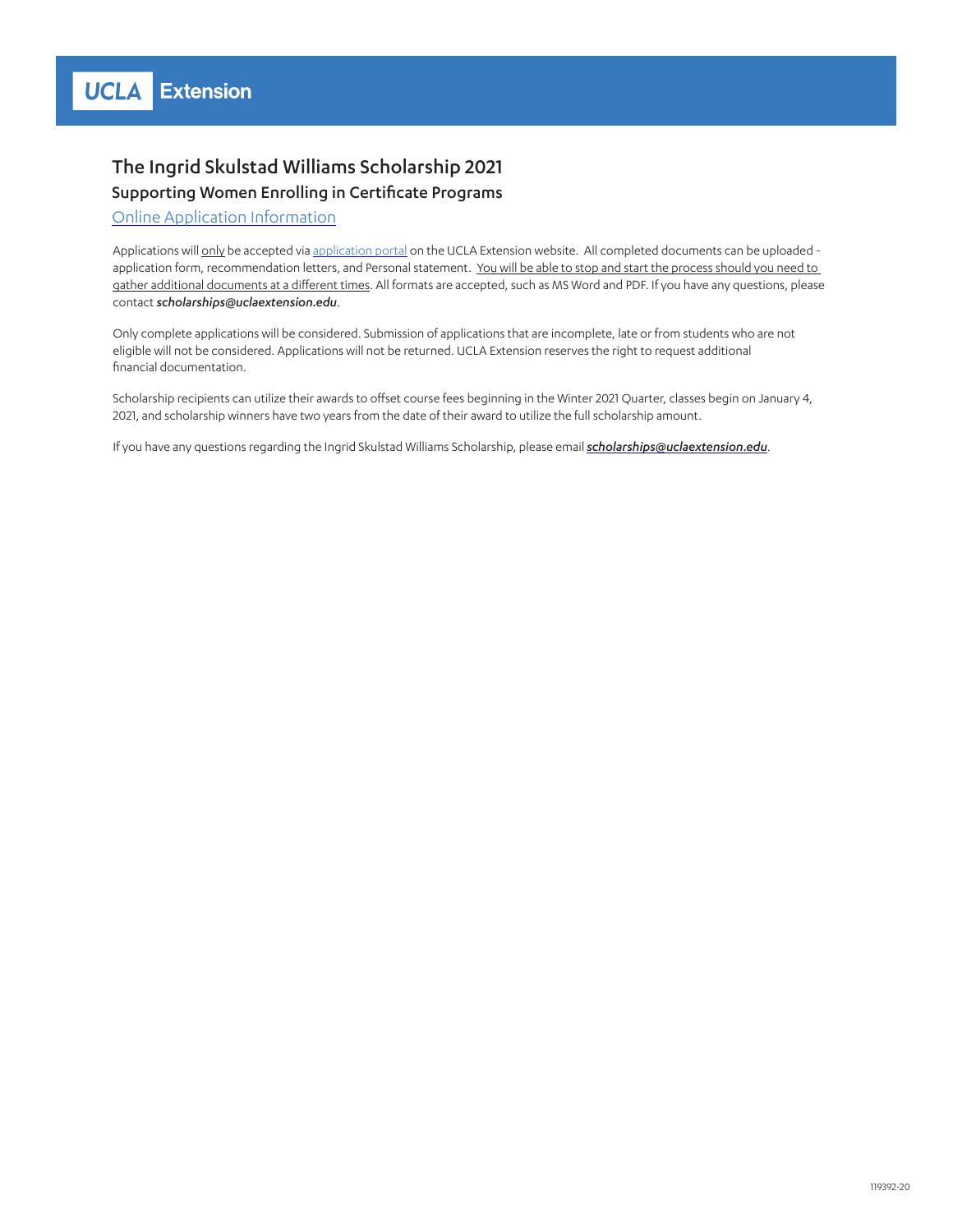UCLA Extension

## The Ingrid Skulstad Williams Scholarship 2021

### Supporting Women Enrolling in Certificate Programs

Online Application Information

Applications will only be accepted via application portal on the UCLA Extension website. All completed documents can be uploaded - application form, recommendation letters, and Personal statement. You will be able to stop and start the process should you need to gather additional documents at a different times. All formats are accepted, such as MS Word and PDF. If you have any questions, please contact ***scholarships@uclaextension.edu***.

Only complete applications will be considered. Submission of applications that are incomplete, late or from students who are not eligible will not be considered. Applications will not be returned. UCLA Extension reserves the right to request additional financial documentation.

Scholarship recipients can utilize their awards to offset course fees beginning in the Winter 2021 Quarter, classes begin on January 4, 2021, and scholarship winners have two years from the date of their award to utilize the full scholarship amount.

If you have any questions regarding the Ingrid Skulstad Williams Scholarship, please email ***scholarships@uclaextension.edu***.

119392-20